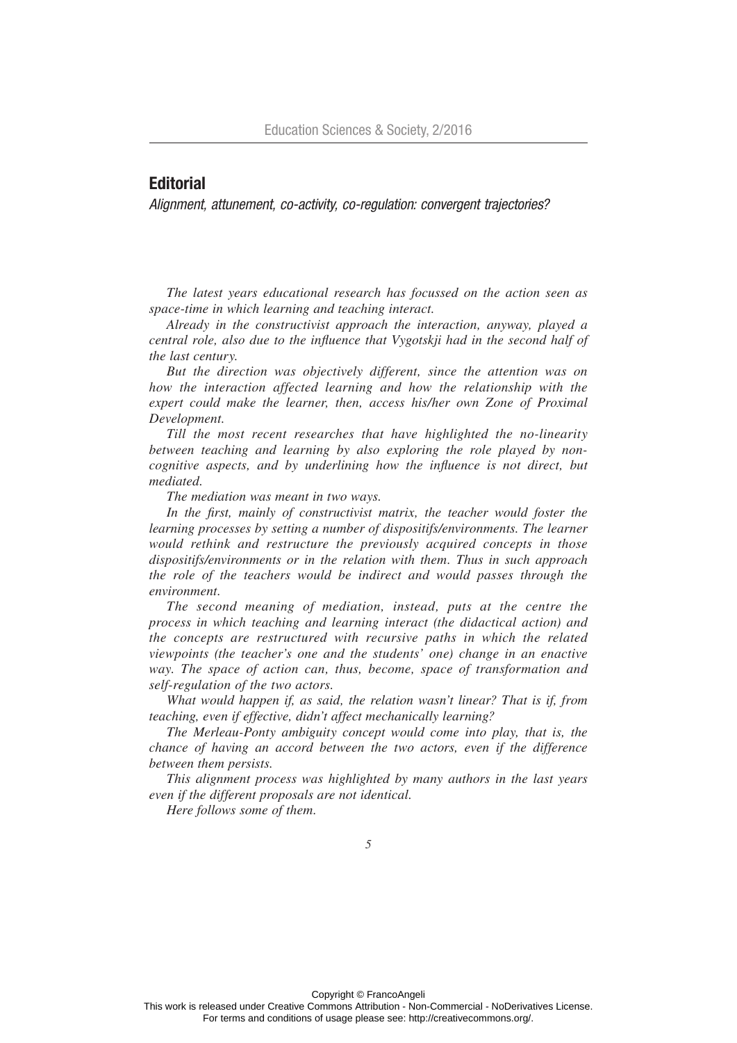# Editorial

*Alignment, attunement, co-activity, co-regulation: convergent trajectories?*

*The latest years educational research has focussed on the action seen as space-time in which learning and teaching interact.*

*Already in the constructivist approach the interaction, anyway, played a central role, also due to the influence that Vygotskji had in the second half of the last century.*

*But the direction was objectively different, since the attention was on how the interaction affected learning and how the relationship with the expert could make the learner, then, access his/her own Zone of Proximal Development.*

*Till the most recent researches that have highlighted the no-linearity between teaching and learning by also exploring the role played by non-cognitive aspects, and by underlining how the influence is not direct, but mediated.*

*The mediation was meant in two ways.*

*In the first, mainly of constructivist matrix, the teacher would foster the learning processes by setting a number of dispositifs/environments. The learner would rethink and restructure the previously acquired concepts in those dispositifs/environments or in the relation with them. Thus in such approach the role of the teachers would be indirect and would passes through the environment.*

*The second meaning of mediation, instead, puts at the centre the process in which teaching and learning interact (the didactical action) and the concepts are restructured with recursive paths in which the related viewpoints (the teacher's one and the students' one) change in an enactive way. The space of action can, thus, become, space of transformation and self-regulation of the two actors.*

*What would happen if, as said, the relation wasn't linear? That is if, from teaching, even if effective, didn't affect mechanically learning?*

*The Merleau-Ponty ambiguity concept would come into play, that is, the chance of having an accord between the two actors, even if the difference between them persists.*

*This alignment process was highlighted by many authors in the last years even if the different proposals are not identical.*

*Here follows some of them.*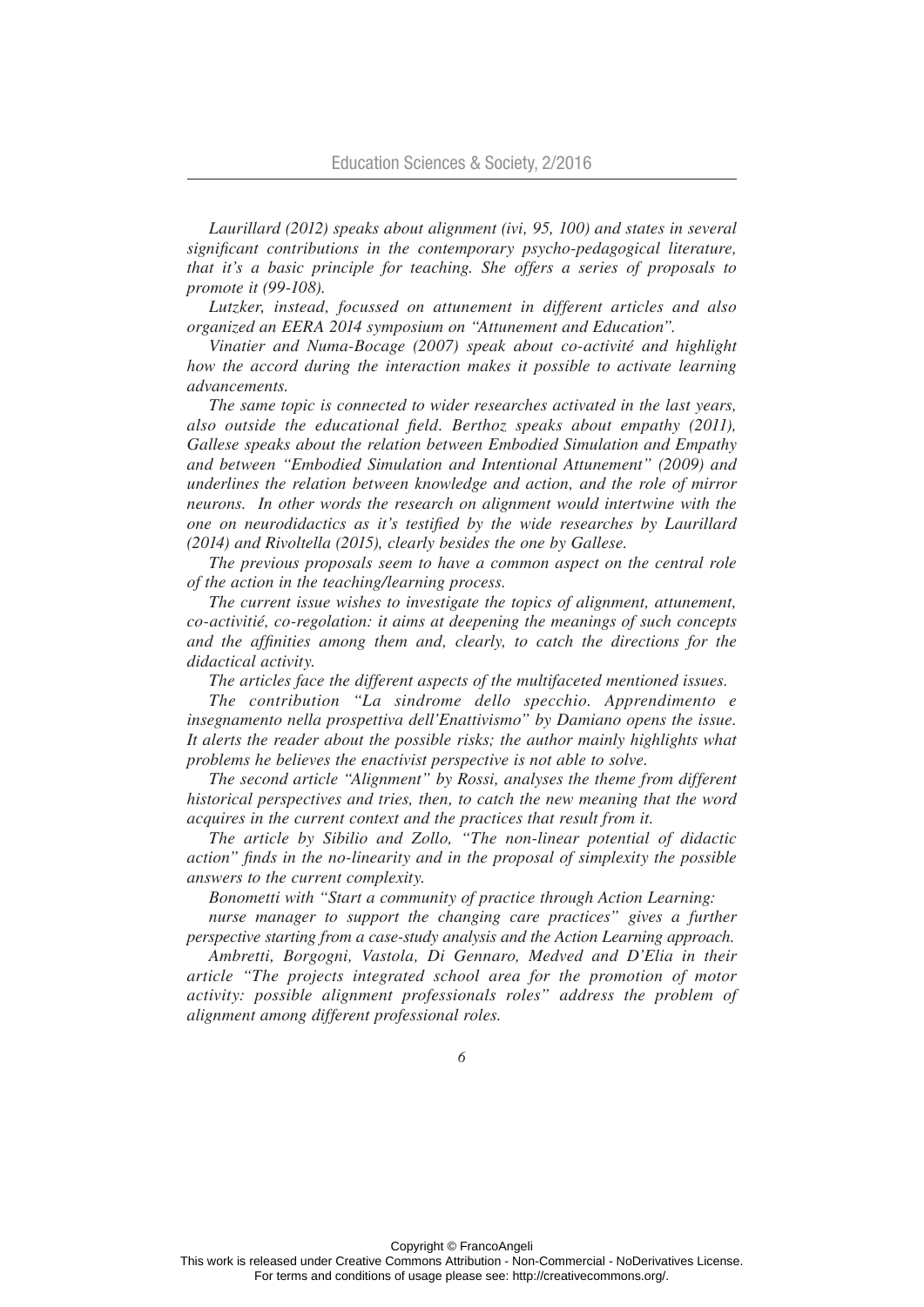*Laurillard (2012) speaks about alignment (ivi, 95, 100) and states in several significant contributions in the contemporary psycho-pedagogical literature, that it's a basic principle for teaching. She offers a series of proposals to promote it (99-108).*

*Lutzker, instead, focussed on attunement in different articles and also organized an EERA 2014 symposium on "Attunement and Education".*

*Vinatier and Numa-Bocage (2007) speak about co-activité and highlight how the accord during the interaction makes it possible to activate learning advancements.*

*The same topic is connected to wider researches activated in the last years, also outside the educational field. Berthoz speaks about empathy (2011), Gallese speaks about the relation between Embodied Simulation and Empathy and between "Embodied Simulation and Intentional Attunement" (2009) and underlines the relation between knowledge and action, and the role of mirror neurons. In other words the research on alignment would intertwine with the one on neurodidactics as it's testified by the wide researches by Laurillard (2014) and Rivoltella (2015), clearly besides the one by Gallese.*

*The previous proposals seem to have a common aspect on the central role of the action in the teaching/learning process.*

*The current issue wishes to investigate the topics of alignment, attunement, co-activitié, co-regolation: it aims at deepening the meanings of such concepts and the affinities among them and, clearly, to catch the directions for the didactical activity.*

*The articles face the different aspects of the multifaceted mentioned issues.*

*The contribution "La sindrome dello specchio. Apprendimento e insegnamento nella prospettiva dell'Enattivismo" by Damiano opens the issue. It alerts the reader about the possible risks; the author mainly highlights what problems he believes the enactivist perspective is not able to solve.*

*The second article "Alignment" by Rossi, analyses the theme from different historical perspectives and tries, then, to catch the new meaning that the word acquires in the current context and the practices that result from it.*

*The article by Sibilio and Zollo, "The non-linear potential of didactic action" finds in the no-linearity and in the proposal of simplexity the possible answers to the current complexity.*

*Bonometti with "Start a community of practice through Action Learning: nurse manager to support the changing care practices" gives a further perspective starting from a case-study analysis and the Action Learning approach.*

*Ambretti, Borgogni, Vastola, Di Gennaro, Medved and D'Elia in their article "The projects integrated school area for the promotion of motor activity: possible alignment professionals roles" address the problem of alignment among different professional roles.*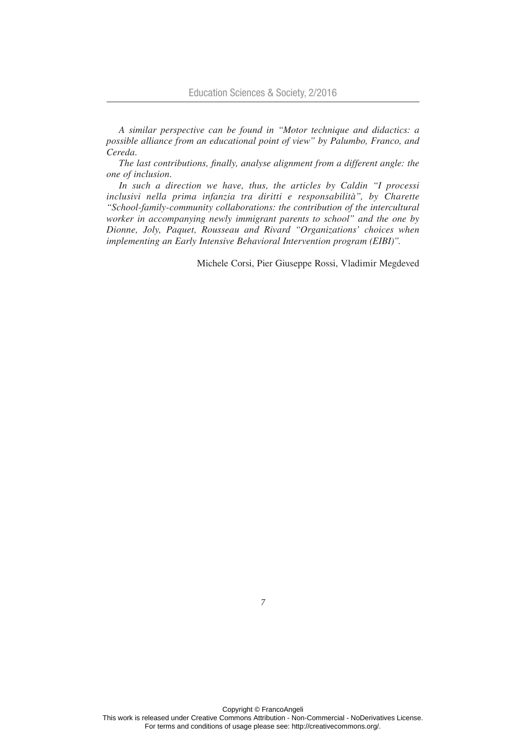*A similar perspective can be found in "Motor technique and didactics: a possible alliance from an educational point of view" by Palumbo, Franco, and Cereda.*

*The last contributions, finally, analyse alignment from a different angle: the one of inclusion.*

*In such a direction we have, thus, the articles by Caldin "I processi inclusivi nella prima infanzia tra diritti e responsabilità", by Charette "School-family-community collaborations: the contribution of the intercultural worker in accompanying newly immigrant parents to school" and the one by Dionne, Joly, Paquet, Rousseau and Rivard "Organizations' choices when implementing an Early Intensive Behavioral Intervention program (EIBI)".*

Michele Corsi, Pier Giuseppe Rossi, Vladimir Megdeved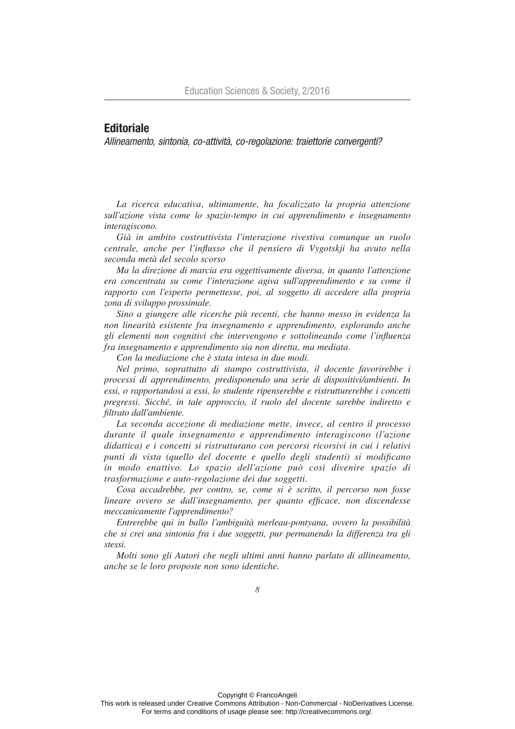## Editoriale

*Allineamento, sintonia, co-attività, co-regolazione: traiettorie convergenti?*

*La ricerca educativa, ultimamente, ha focalizzato la propria attenzione sull'azione vista come lo spazio-tempo in cui apprendimento e insegnamento interagiscono.*

*Già in ambito costruttivista l'interazione rivestiva comunque un ruolo centrale, anche per l'influsso che il pensiero di Vygotskji ha avuto nella seconda metà del secolo scorso*

*Ma la direzione di marcia era oggettivamente diversa, in quanto l'attenzione era concentrata su come l'interazione agiva sull'apprendimento e su come il rapporto con l'esperto permettesse, poi, al soggetto di accedere alla propria zona di sviluppo prossimale.*

*Sino a giungere alle ricerche più recenti, che hanno messo in evidenza la non linearità esistente fra insegnamento e apprendimento, esplorando anche gli elementi non cognitivi che intervengono e sottolineando come l'influenza fra insegnamento e apprendimento sia non diretta, ma mediata.*

*Con la mediazione che è stata intesa in due modi.*

*Nel primo, soprattutto di stampo costruttivista, il docente favorirebbe i processi di apprendimento, predisponendo una serie di dispositivi/ambienti. In essi, o rapportandosi a essi, lo studente ripenserebbe e ristrutturerebbe i concetti pregressi. Sicché, in tale approccio, il ruolo del docente sarebbe indiretto e filtrato dall'ambiente.*

*La seconda accezione di mediazione mette, invece, al centro il processo durante il quale insegnamento e apprendimento interagiscono (l'azione didattica) e i concetti si ristrutturano con percorsi ricorsivi in cui i relativi punti di vista (quello del docente e quello degli studenti) si modificano in modo enattivo. Lo spazio dell'azione può così divenire spazio di trasformazione e auto-regolazione dei due soggetti.*

*Cosa accadrebbe, per contro, se, come si è scritto, il percorso non fosse lineare ovvero se dall'insegnamento, per quanto efficace, non discendesse meccanicamente l'apprendimento?*

*Entrerebbe qui in ballo l'ambiguità merleau-pontyana, ovvero la possibilità che si crei una sintonia fra i due soggetti, pur permanendo la differenza tra gli stessi.*

*Molti sono gli Autori che negli ultimi anni hanno parlato di allineamento, anche se le loro proposte non sono identiche.*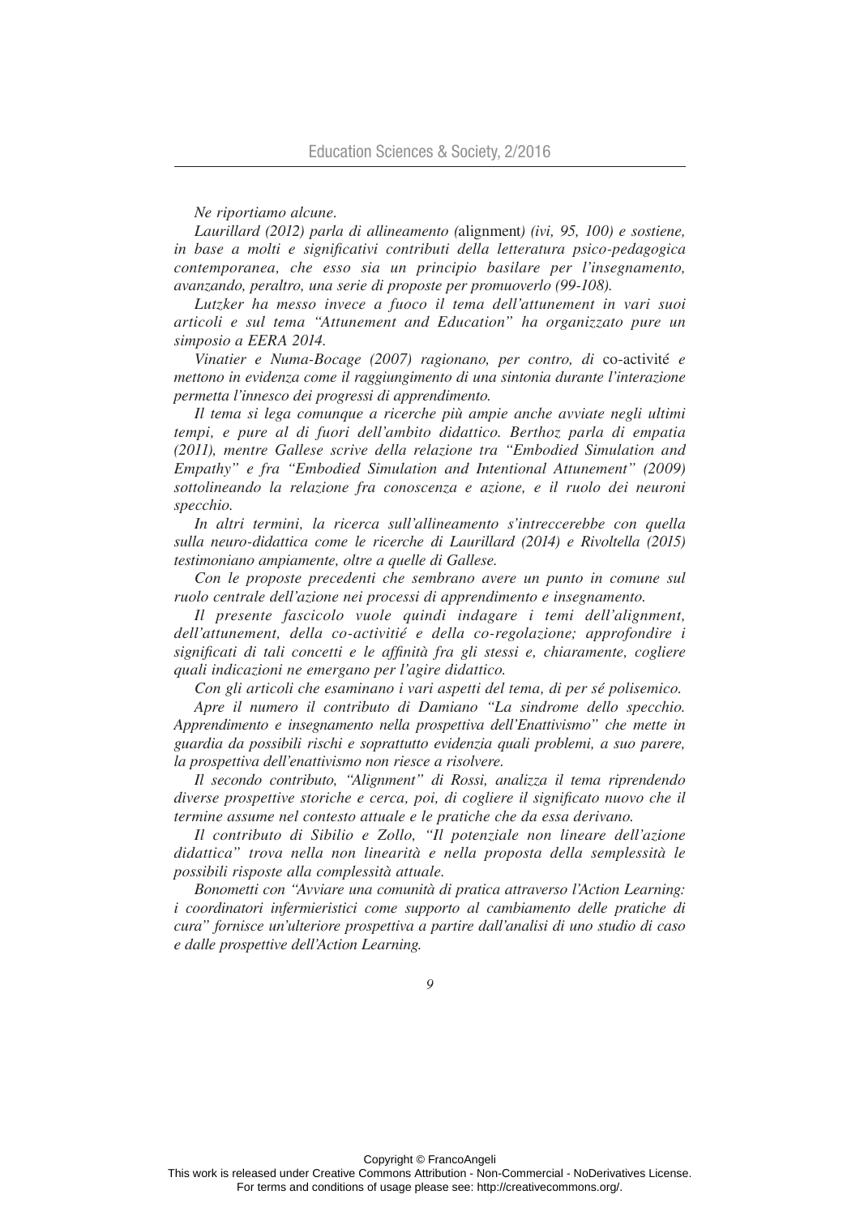*Ne riportiamo alcune.*

*Laurillard (2012) parla di allineamento (*alignment*) (ivi, 95, 100) e sostiene, in base a molti e significativi contributi della letteratura psico-pedagogica contemporanea, che esso sia un principio basilare per l'insegnamento, avanzando, peraltro, una serie di proposte per promuoverlo (99-108).*

*Lutzker ha messo invece a fuoco il tema dell'attunement in vari suoi articoli e sul tema "Attunement and Education" ha organizzato pure un simposio a EERA 2014.*

*Vinatier e Numa-Bocage (2007) ragionano, per contro, di* co-activité *e mettono in evidenza come il raggiungimento di una sintonia durante l'interazione permetta l'innesco dei progressi di apprendimento.*

*Il tema si lega comunque a ricerche più ampie anche avviate negli ultimi tempi, e pure al di fuori dell'ambito didattico. Berthoz parla di empatia (2011), mentre Gallese scrive della relazione tra "Embodied Simulation and Empathy" e fra "Embodied Simulation and Intentional Attunement" (2009) sottolineando la relazione fra conoscenza e azione, e il ruolo dei neuroni specchio.*

*In altri termini, la ricerca sull'allineamento s'intreccerebbe con quella sulla neuro-didattica come le ricerche di Laurillard (2014) e Rivoltella (2015) testimoniano ampiamente, oltre a quelle di Gallese.*

*Con le proposte precedenti che sembrano avere un punto in comune sul ruolo centrale dell'azione nei processi di apprendimento e insegnamento.*

*Il presente fascicolo vuole quindi indagare i temi dell'alignment, dell'attunement, della co-activitié e della co-regolazione; approfondire i significati di tali concetti e le affinità fra gli stessi e, chiaramente, cogliere quali indicazioni ne emergano per l'agire didattico.*

*Con gli articoli che esaminano i vari aspetti del tema, di per sé polisemico.*

*Apre il numero il contributo di Damiano "La sindrome dello specchio. Apprendimento e insegnamento nella prospettiva dell'Enattivismo" che mette in guardia da possibili rischi e soprattutto evidenzia quali problemi, a suo parere, la prospettiva dell'enattivismo non riesce a risolvere.*

*Il secondo contributo, "Alignment" di Rossi, analizza il tema riprendendo diverse prospettive storiche e cerca, poi, di cogliere il significato nuovo che il termine assume nel contesto attuale e le pratiche che da essa derivano.*

*Il contributo di Sibilio e Zollo, "Il potenziale non lineare dell'azione didattica" trova nella non linearità e nella proposta della semplessità le possibili risposte alla complessità attuale.*

*Bonometti con "Avviare una comunità di pratica attraverso l'Action Learning: i coordinatori infermieristici come supporto al cambiamento delle pratiche di cura" fornisce un'ulteriore prospettiva a partire dall'analisi di uno studio di caso e dalle prospettive dell'Action Learning.*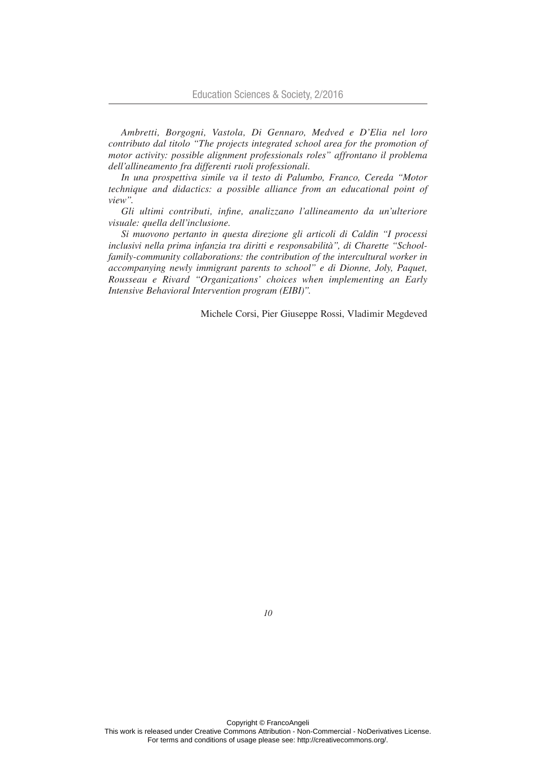*Ambretti, Borgogni, Vastola, Di Gennaro, Medved e D'Elia nel loro contributo dal titolo "The projects integrated school area for the promotion of motor activity: possible alignment professionals roles" affrontano il problema dell'allineamento fra differenti ruoli professionali.*

*In una prospettiva simile va il testo di Palumbo, Franco, Cereda "Motor technique and didactics: a possible alliance from an educational point of view".*

*Gli ultimi contributi, infine, analizzano l'allineamento da un'ulteriore visuale: quella dell'inclusione.*

*Si muovono pertanto in questa direzione gli articoli di Caldin "I processi inclusivi nella prima infanzia tra diritti e responsabilità", di Charette "School-family-community collaborations: the contribution of the intercultural worker in accompanying newly immigrant parents to school" e di Dionne, Joly, Paquet, Rousseau e Rivard "Organizations' choices when implementing an Early Intensive Behavioral Intervention program (EIBI)".*

Michele Corsi, Pier Giuseppe Rossi, Vladimir Megdeved

Copyright © FrancoAngeli
This work is released under Creative Commons Attribution - Non-Commercial - NoDerivatives License.
For terms and conditions of usage please see: http://creativecommons.org/.